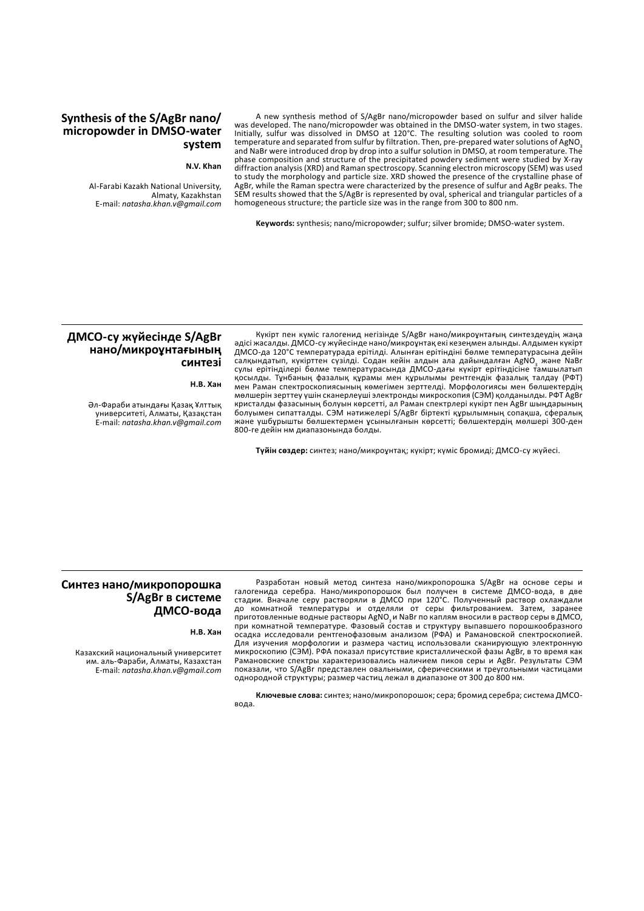## Synthesis of the S/AgBr nano/micropowder in DMSO-water system

**N.V. Khan**

Al-Farabi Kazakh National University, Almaty, Kazakhstan
E-mail: *natasha.khan.v@gmail.com*

A new synthesis method of S/AgBr nano/micropowder based on sulfur and silver halide was developed. The nano/micropowder was obtained in the DMSO-water system, in two stages. Initially, sulfur was dissolved in DMSO at 120°C. The resulting solution was cooled to room temperature and separated from sulfur by filtration. Then, pre-prepared water solutions of $AgNO_3$ and NaBr were introduced drop by drop into a sulfur solution in DMSO, at room temperature. The phase composition and structure of the precipitated powdery sediment were studied by X-ray diffraction analysis (XRD) and Raman spectroscopy. Scanning electron microscopy (SEM) was used to study the morphology and particle size. XRD showed the presence of the crystalline phase of AgBr, while the Raman spectra were characterized by the presence of sulfur and AgBr peaks. The SEM results showed that the S/AgBr is represented by oval, spherical and triangular particles of a homogeneous structure; the particle size was in the range from 300 to 800 nm.

**Keywords:** synthesis; nano/micropowder; sulfur; silver bromide; DMSO-water system.

## ДМСО-су жүйесінде S/AgBr нано/микроұнтағының синтезі

**Н.В. Хан**

Әл-Фараби атындағы Қазақ Ұлттық университеті, Алматы, Қазақстан
E-mail: *natasha.khan.v@gmail.com*

Күкірт пен күміс галогенид негізінде S/AgBr нано/микроұнтағын синтездеудің жаңа әдісі жасалды. ДМСО-су жүйесінде нано/микроұнтақ екі кезеңмен алынды. Алдымен күкірт ДМСО-да 120°C температурада ерітілді. Алынған ерітіндіні бөлме температурасына дейін салқындатып, күкірттен сүзілді. Содан кейін алдын ала дайындалған $AgNO_3$ және NaBr сулы ерітінділері бөлме температурасында ДМСО-дағы күкірт ерітіндісіне тамшылатып қосылды. Тұнбаның фазалық құрамы мен құрылымы рентгендік фазалық талдау (РФТ) мен Раман спектроскопиясының көмегімен зерттелді. Морфологиясы мен бөлшектердің мөлшерін зерттеу үшін сканерлеуші электронды микроскопия (СЭМ) қолданылды. РФТ AgBr кристалды фазасының болуын көрсетті, ал Раман спектрлері күкірт пен AgBr шыңдарының болуымен сипатталды. СЭМ нәтижелері S/AgBr біртекті құрылымның сопақша, сфералық және үшбұрышты бөлшектермен ұсынылғанын көрсетті; бөлшектердің мөлшері 300-ден 800-ге дейін нм диапазонында болды.

**Түйін сөздер:** синтез; нано/микроұнтақ; күкірт; күміс бромиді; ДМСО-су жүйесі.

## Синтез нано/микропорошка S/AgBr в системе ДМСО-вода

**Н.В. Хан**

Казахский национальный университет им. аль-Фараби, Алматы, Казахстан
E-mail: *natasha.khan.v@gmail.com*

Разработан новый метод синтеза нано/микропорошка S/AgBr на основе серы и галогенида серебра. Нано/микропорошок был получен в системе ДМСО-вода, в две стадии. Вначале серу растворяли в ДМСО при 120°C. Полученный раствор охлаждали до комнатной температуры и отделяли от серы фильтрованием. Затем, заранее приготовленные водные растворы $AgNO_3$ и NaBr по каплям вносили в раствор серы в ДМСО, при комнатной температуре. Фазовый состав и структуру выпавшего порошкообразного осадка исследовали рентгенофазовым анализом (РФА) и Рамановской спектроскопией. Для изучения морфологии и размера частиц использовали сканирующую электронную микроскопию (СЭМ). РФА показал присутствие кристаллической фазы AgBr, в то время как Рамановские спектры характеризовались наличием пиков серы и AgBr. Результаты СЭМ показали, что S/AgBr представлен овальными, сферическими и треугольными частицами однородной структуры; размер частиц лежал в диапазоне от 300 до 800 нм.

**Ключевые слова:** синтез; нано/микропорошок; сера; бромид серебра; система ДМСО-вода.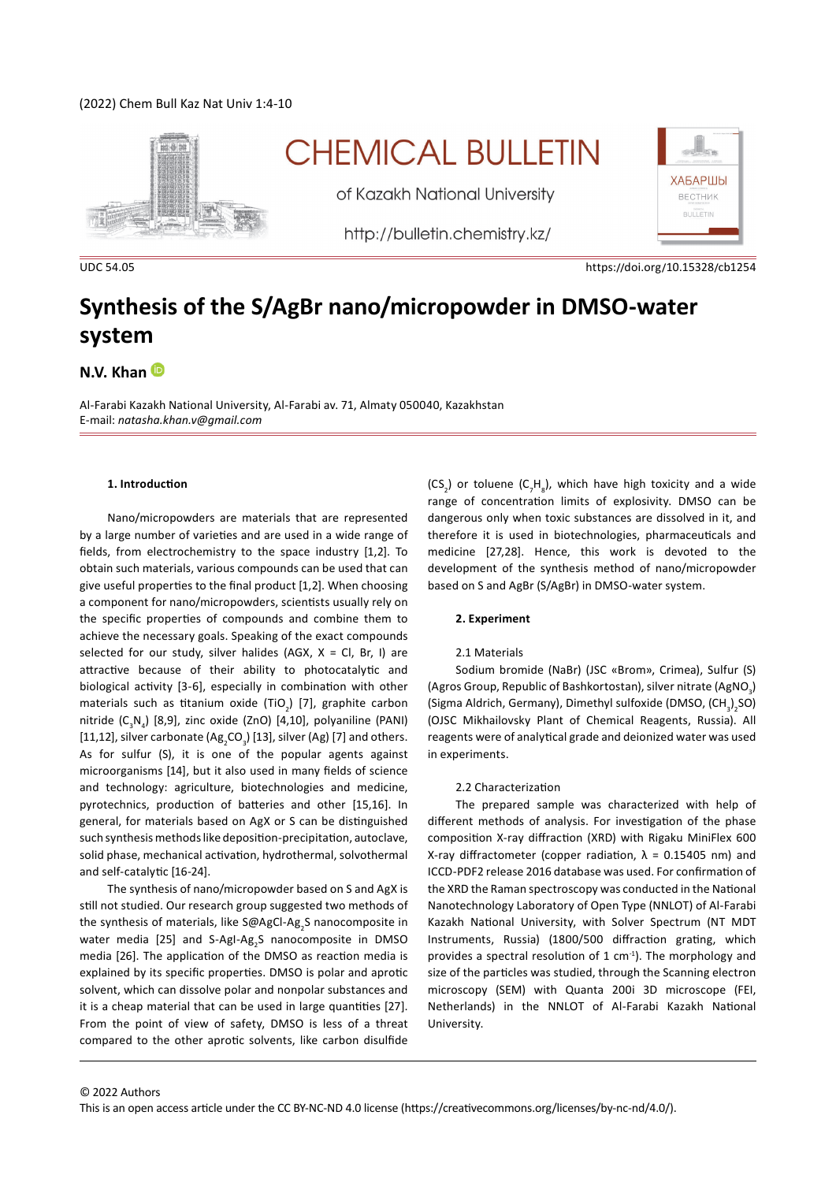UDC 54.05

https://doi.org/10.15328/cb1254

# Synthesis of the S/AgBr nano/micropowder in DMSO-water system

**N.V. Khan**

Al-Farabi Kazakh National University, Al-Farabi av. 71, Almaty 050040, Kazakhstan
E-mail: *natasha.khan.v@gmail.com*

## 1. Introduction

Nano/micropowders are materials that are represented by a large number of varieties and are used in a wide range of fields, from electrochemistry to the space industry [1,2]. To obtain such materials, various compounds can be used that can give useful properties to the final product [1,2]. When choosing a component for nano/micropowders, scientists usually rely on the specific properties of compounds and combine them to achieve the necessary goals. Speaking of the exact compounds selected for our study, silver halides (AGX, X = Cl, Br, I) are attractive because of their ability to photocatalytic and biological activity [3-6], especially in combination with other materials such as titanium oxide ($TiO_2$) [7], graphite carbon nitride ($C_3N_4$) [8,9], zinc oxide (ZnO) [4,10], polyaniline (PANI) [11,12], silver carbonate ($Ag_2CO_3$) [13], silver (Ag) [7] and others. As for sulfur (S), it is one of the popular agents against microorganisms [14], but it also used in many fields of science and technology: agriculture, biotechnologies and medicine, pyrotechnics, production of batteries and other [15,16]. In general, for materials based on AgX or S can be distinguished such synthesis methods like deposition-precipitation, autoclave, solid phase, mechanical activation, hydrothermal, solvothermal and self-catalytic [16-24].

The synthesis of nano/micropowder based on S and AgX is still not studied. Our research group suggested two methods of the synthesis of materials, like S@AgCl-$Ag_2S$ nanocomposite in water media [25] and S-AgI-$Ag_2S$ nanocomposite in DMSO media [26]. The application of the DMSO as reaction media is explained by its specific properties. DMSO is polar and aprotic solvent, which can dissolve polar and nonpolar substances and it is a cheap material that can be used in large quantities [27]. From the point of view of safety, DMSO is less of a threat compared to the other aprotic solvents, like carbon disulfide ($CS_2$) or toluene ($C_7H_8$), which have high toxicity and a wide range of concentration limits of explosivity. DMSO can be dangerous only when toxic substances are dissolved in it, and therefore it is used in biotechnologies, pharmaceuticals and medicine [27,28]. Hence, this work is devoted to the development of the synthesis method of nano/micropowder based on S and AgBr (S/AgBr) in DMSO-water system.

## 2. Experiment

### 2.1 Materials

Sodium bromide (NaBr) (JSC «Brom», Crimea), Sulfur (S) (Agros Group, Republic of Bashkortostan), silver nitrate ($AgNO_3$) (Sigma Aldrich, Germany), Dimethyl sulfoxide (DMSO, $(CH_3)_2SO$) (OJSC Mikhailovsky Plant of Chemical Reagents, Russia). All reagents were of analytical grade and deionized water was used in experiments.

### 2.2 Characterization

The prepared sample was characterized with help of different methods of analysis. For investigation of the phase composition X-ray diffraction (XRD) with Rigaku MiniFlex 600 X-ray diffractometer (copper radiation, λ = 0.15405 nm) and ICCD-PDF2 release 2016 database was used. For confirmation of the XRD the Raman spectroscopy was conducted in the National Nanotechnology Laboratory of Open Type (NNLOT) of Al-Farabi Kazakh National University, with Solver Spectrum (NT MDT Instruments, Russia) (1800/500 diffraction grating, which provides a spectral resolution of 1 $cm^{-1}$). The morphology and size of the particles was studied, through the Scanning electron microscopy (SEM) with Quanta 200i 3D microscope (FEI, Netherlands) in the NNLOT of Al-Farabi Kazakh National University.

© 2022 Authors
This is an open access article under the CC BY-NC-ND 4.0 license (https://creativecommons.org/licenses/by-nc-nd/4.0/).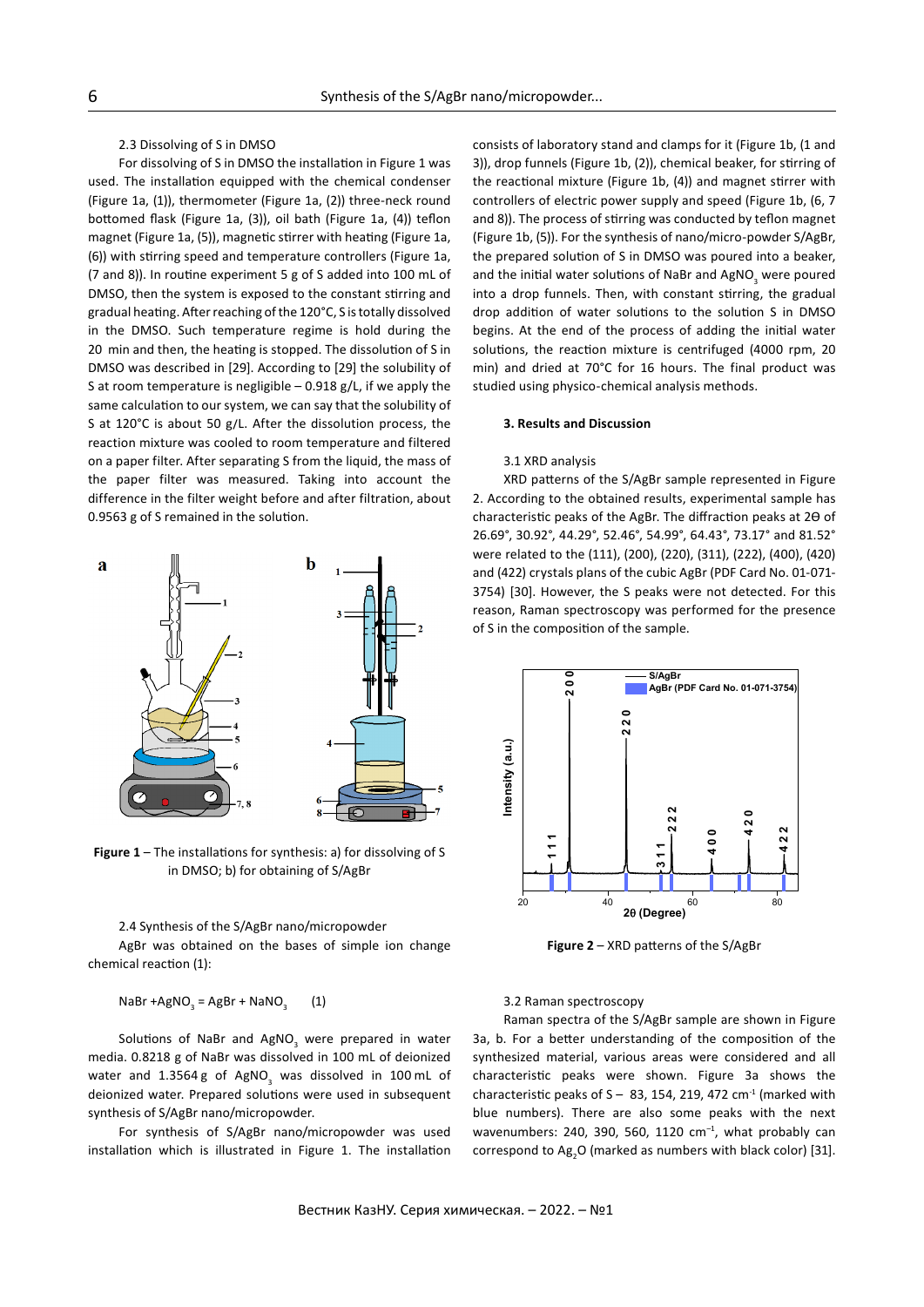2.3 Dissolving of S in DMSO

For dissolving of S in DMSO the installation in Figure 1 was used. The installation equipped with the chemical condenser (Figure 1a, (1)), thermometer (Figure 1a, (2)) three-neck round bottomed flask (Figure 1a, (3)), oil bath (Figure 1a, (4)) teflon magnet (Figure 1a, (5)), magnetic stirrer with heating (Figure 1a, (6)) with stirring speed and temperature controllers (Figure 1a, (7 and 8)). In routine experiment 5 g of S added into 100 mL of DMSO, then the system is exposed to the constant stirring and gradual heating. After reaching of the 120°C, S is totally dissolved in the DMSO. Such temperature regime is hold during the 20 min and then, the heating is stopped. The dissolution of S in DMSO was described in [29]. According to [29] the solubility of S at room temperature is negligible – 0.918 g/L, if we apply the same calculation to our system, we can say that the solubility of S at 120°C is about 50 g/L. After the dissolution process, the reaction mixture was cooled to room temperature and filtered on a paper filter. After separating S from the liquid, the mass of the paper filter was measured. Taking into account the difference in the filter weight before and after filtration, about 0.9563 g of S remained in the solution.

**Figure 1** – The installations for synthesis: a) for dissolving of S in DMSO; b) for obtaining of S/AgBr

2.4 Synthesis of the S/AgBr nano/micropowder

AgBr was obtained on the bases of simple ion change chemical reaction (1):

$$NaBr + AgNO_3 = AgBr + NaNO_3 \quad (1)$$

Solutions of NaBr and $AgNO_3$ were prepared in water media. 0.8218 g of NaBr was dissolved in 100 mL of deionized water and 1.3564 g of $AgNO_3$ was dissolved in 100 mL of deionized water. Prepared solutions were used in subsequent synthesis of S/AgBr nano/micropowder.

For synthesis of S/AgBr nano/micropowder was used installation which is illustrated in Figure 1. The installation consists of laboratory stand and clamps for it (Figure 1b, (1 and 3)), drop funnels (Figure 1b, (2)), chemical beaker, for stirring of the reactional mixture (Figure 1b, (4)) and magnet stirrer with controllers of electric power supply and speed (Figure 1b, (6, 7 and 8)). The process of stirring was conducted by teflon magnet (Figure 1b, (5)). For the synthesis of nano/micro-powder S/AgBr, the prepared solution of S in DMSO was poured into a beaker, and the initial water solutions of NaBr and $AgNO_3$ were poured into a drop funnels. Then, with constant stirring, the gradual drop addition of water solutions to the solution S in DMSO begins. At the end of the process of adding the initial water solutions, the reaction mixture is centrifuged (4000 rpm, 20 min) and dried at 70°C for 16 hours. The final product was studied using physico-chemical analysis methods.

## 3. Results and Discussion

3.1 XRD analysis

XRD patterns of the S/AgBr sample represented in Figure 2. According to the obtained results, experimental sample has characteristic peaks of the AgBr. The diffraction peaks at 2Θ of 26.69°, 30.92°, 44.29°, 52.46°, 54.99°, 64.43°, 73.17° and 81.52° were related to the (111), (200), (220), (311), (222), (400), (420) and (422) crystals plans of the cubic AgBr (PDF Card No. 01-071-3754) [30]. However, the S peaks were not detected. For this reason, Raman spectroscopy was performed for the presence of S in the composition of the sample.

**Figure 2** – XRD patterns of the S/AgBr

3.2 Raman spectroscopy

Raman spectra of the S/AgBr sample are shown in Figure 3a, b. For a better understanding of the composition of the synthesized material, various areas were considered and all characteristic peaks were shown. Figure 3a shows the characteristic peaks of S – 83, 154, 219, 472 cm$^{-1}$ (marked with blue numbers). There are also some peaks with the next wavenumbers: 240, 390, 560, 1120 cm$^{-1}$, what probably can correspond to $Ag_2O$ (marked as numbers with black color) [31].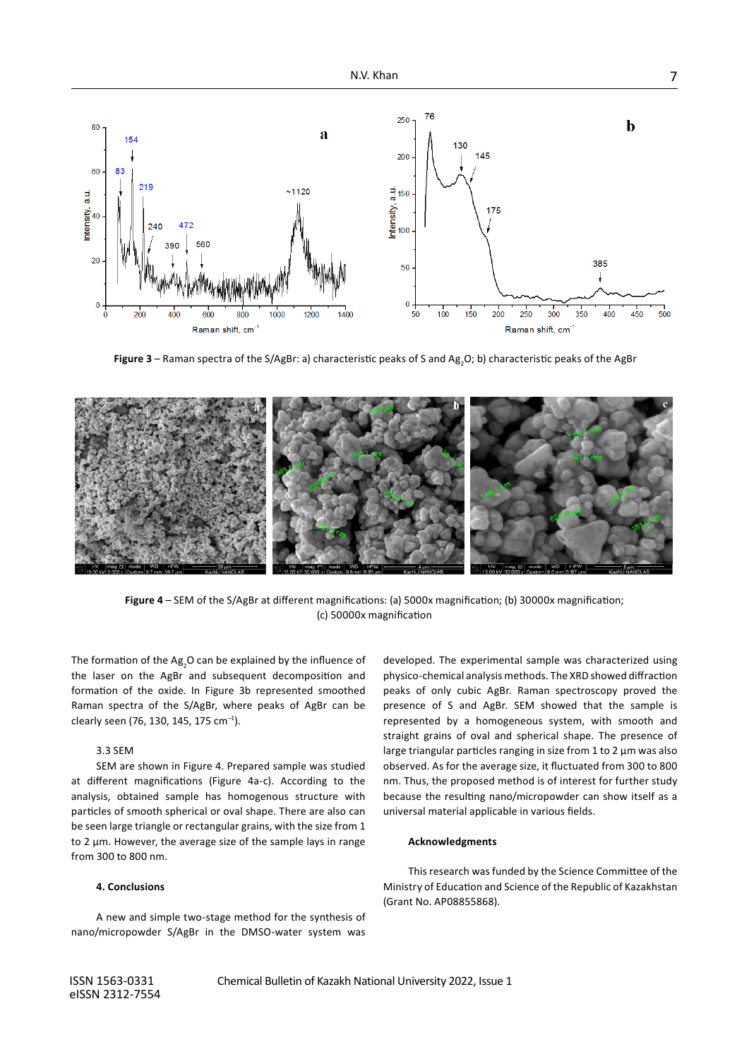Figure 3 – Raman spectra of the S/AgBr: a) characteristic peaks of S and $Ag_2O$; b) characteristic peaks of the AgBr

Figure 4 – SEM of the S/AgBr at different magnifications: (a) 5000x magnification; (b) 30000x magnification; (c) 50000x magnification

The formation of the $Ag_2O$ can be explained by the influence of the laser on the AgBr and subsequent decomposition and formation of the oxide. In Figure 3b represented smoothed Raman spectra of the S/AgBr, where peaks of AgBr can be clearly seen (76, 130, 145, 175 $cm^{-1}$).

### 3.3 SEM

SEM are shown in Figure 4. Prepared sample was studied at different magnifications (Figure 4a-c). According to the analysis, obtained sample has homogenous structure with particles of smooth spherical or oval shape. There are also can be seen large triangle or rectangular grains, with the size from 1 to 2 µm. However, the average size of the sample lays in range from 300 to 800 nm.

## 4. Conclusions

A new and simple two-stage method for the synthesis of nano/micropowder S/AgBr in the DMSO-water system was developed. The experimental sample was characterized using physico-chemical analysis methods. The XRD showed diffraction peaks of only cubic AgBr. Raman spectroscopy proved the presence of S and AgBr. SEM showed that the sample is represented by a homogeneous system, with smooth and straight grains of oval and spherical shape. The presence of large triangular particles ranging in size from 1 to 2 µm was also observed. As for the average size, it fluctuated from 300 to 800 nm. Thus, the proposed method is of interest for further study because the resulting nano/micropowder can show itself as a universal material applicable in various fields.

## Acknowledgments

This research was funded by the Science Committee of the Ministry of Education and Science of the Republic of Kazakhstan (Grant No. AP08855868).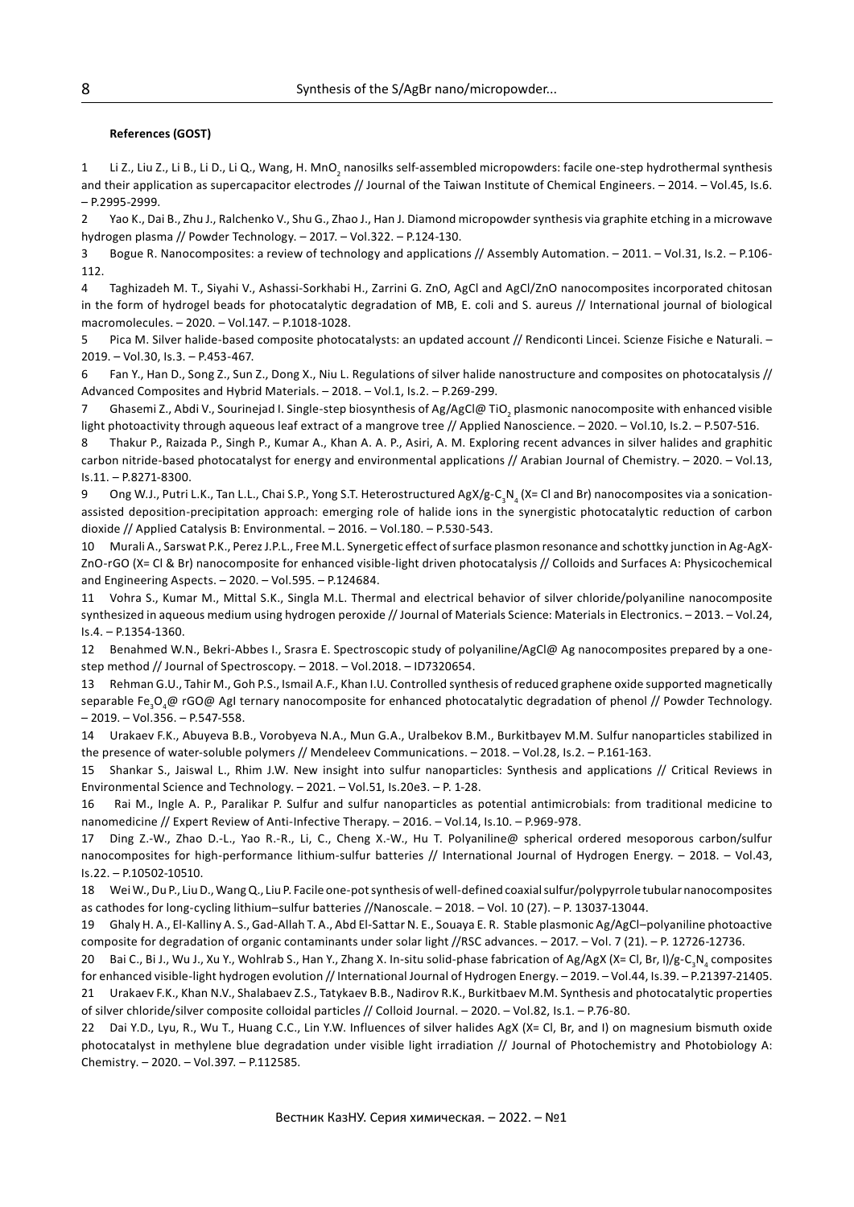**References (GOST)**

1 Li Z., Liu Z., Li B., Li D., Li Q., Wang, H. $MnO_2$ nanosilks self-assembled micropowders: facile one-step hydrothermal synthesis and their application as supercapacitor electrodes // Journal of the Taiwan Institute of Chemical Engineers. – 2014. – Vol.45, Is.6. – P.2995-2999.

2 Yao K., Dai B., Zhu J., Ralchenko V., Shu G., Zhao J., Han J. Diamond micropowder synthesis via graphite etching in a microwave hydrogen plasma // Powder Technology. – 2017. – Vol.322. – P.124-130.

3 Bogue R. Nanocomposites: a review of technology and applications // Assembly Automation. – 2011. – Vol.31, Is.2. – P.106-112.

4 Taghizadeh M. T., Siyahi V., Ashassi-Sorkhabi H., Zarrini G. ZnO, AgCl and AgCl/ZnO nanocomposites incorporated chitosan in the form of hydrogel beads for photocatalytic degradation of MB, E. coli and S. aureus // International journal of biological macromolecules. – 2020. – Vol.147. – P.1018-1028.

5 Pica M. Silver halide-based composite photocatalysts: an updated account // Rendiconti Lincei. Scienze Fisiche e Naturali. – 2019. – Vol.30, Is.3. – P.453-467.

6 Fan Y., Han D., Song Z., Sun Z., Dong X., Niu L. Regulations of silver halide nanostructure and composites on photocatalysis // Advanced Composites and Hybrid Materials. – 2018. – Vol.1, Is.2. – P.269-299.

7 Ghasemi Z., Abdi V., Sourinejad I. Single-step biosynthesis of Ag/AgCl@ $TiO_2$ plasmonic nanocomposite with enhanced visible light photoactivity through aqueous leaf extract of a mangrove tree // Applied Nanoscience. – 2020. – Vol.10, Is.2. – P.507-516.

8 Thakur P., Raizada P., Singh P., Kumar A., Khan A. A. P., Asiri, A. M. Exploring recent advances in silver halides and graphitic carbon nitride-based photocatalyst for energy and environmental applications // Arabian Journal of Chemistry. – 2020. – Vol.13, Is.11. – P.8271-8300.

9 Ong W.J., Putri L.K., Tan L.L., Chai S.P., Yong S.T. Heterostructured AgX/g-$C_3N_4$ (X= Cl and Br) nanocomposites via a sonication-assisted deposition-precipitation approach: emerging role of halide ions in the synergistic photocatalytic reduction of carbon dioxide // Applied Catalysis B: Environmental. – 2016. – Vol.180. – P.530-543.

10 Murali A., Sarswat P.K., Perez J.P.L., Free M.L. Synergetic effect of surface plasmon resonance and schottky junction in Ag-AgX-ZnO-rGO (X= Cl & Br) nanocomposite for enhanced visible-light driven photocatalysis // Colloids and Surfaces A: Physicochemical and Engineering Aspects. – 2020. – Vol.595. – P.124684.

11 Vohra S., Kumar M., Mittal S.K., Singla M.L. Thermal and electrical behavior of silver chloride/polyaniline nanocomposite synthesized in aqueous medium using hydrogen peroxide // Journal of Materials Science: Materials in Electronics. – 2013. – Vol.24, Is.4. – P.1354-1360.

12 Benahmed W.N., Bekri-Abbes I., Srasra E. Spectroscopic study of polyaniline/AgCl@ Ag nanocomposites prepared by a one-step method // Journal of Spectroscopy. – 2018. – Vol.2018. – ID7320654.

13 Rehman G.U., Tahir M., Goh P.S., Ismail A.F., Khan I.U. Controlled synthesis of reduced graphene oxide supported magnetically separable $Fe_3O_4$@ rGO@ AgI ternary nanocomposite for enhanced photocatalytic degradation of phenol // Powder Technology. – 2019. – Vol.356. – P.547-558.

14 Urakaev F.K., Abuyeva B.B., Vorobyeva N.A., Mun G.A., Uralbekov B.M., Burkitbayev M.M. Sulfur nanoparticles stabilized in the presence of water-soluble polymers // Mendeleev Communications. – 2018. – Vol.28, Is.2. – P.161-163.

15 Shankar S., Jaiswal L., Rhim J.W. New insight into sulfur nanoparticles: Synthesis and applications // Critical Reviews in Environmental Science and Technology. – 2021. – Vol.51, Is.20e3. – P. 1-28.

16 Rai M., Ingle A. P., Paralikar P. Sulfur and sulfur nanoparticles as potential antimicrobials: from traditional medicine to nanomedicine // Expert Review of Anti-Infective Therapy. – 2016. – Vol.14, Is.10. – P.969-978.

17 Ding Z.-W., Zhao D.-L., Yao R.-R., Li, C., Cheng X.-W., Hu T. Polyaniline@ spherical ordered mesoporous carbon/sulfur nanocomposites for high-performance lithium-sulfur batteries // International Journal of Hydrogen Energy. – 2018. – Vol.43, Is.22. – P.10502-10510.

18 Wei W., Du P., Liu D., Wang Q., Liu P. Facile one-pot synthesis of well-defined coaxial sulfur/polypyrrole tubular nanocomposites as cathodes for long-cycling lithium–sulfur batteries //Nanoscale. – 2018. – Vol. 10 (27). – P. 13037-13044.

19 Ghaly H. A., El-Kalliny A. S., Gad-Allah T. A., Abd El-Sattar N. E., Souaya E. R. Stable plasmonic Ag/AgCl–polyaniline photoactive composite for degradation of organic contaminants under solar light //RSC advances. – 2017. – Vol. 7 (21). – P. 12726-12736.

20 Bai C., Bi J., Wu J., Xu Y., Wohlrab S., Han Y., Zhang X. In-situ solid-phase fabrication of Ag/AgX (X= Cl, Br, I)/g-$C_3N_4$ composites for enhanced visible-light hydrogen evolution // International Journal of Hydrogen Energy. – 2019. – Vol.44, Is.39. – P.21397-21405.

21 Urakaev F.K., Khan N.V., Shalabaev Z.S., Tatykaev B.B., Nadirov R.K., Burkitbaev M.M. Synthesis and photocatalytic properties of silver chloride/silver composite colloidal particles // Colloid Journal. – 2020. – Vol.82, Is.1. – P.76-80.

22 Dai Y.D., Lyu, R., Wu T., Huang C.C., Lin Y.W. Influences of silver halides AgX (X= Cl, Br, and I) on magnesium bismuth oxide photocatalyst in methylene blue degradation under visible light irradiation // Journal of Photochemistry and Photobiology A: Chemistry. – 2020. – Vol.397. – P.112585.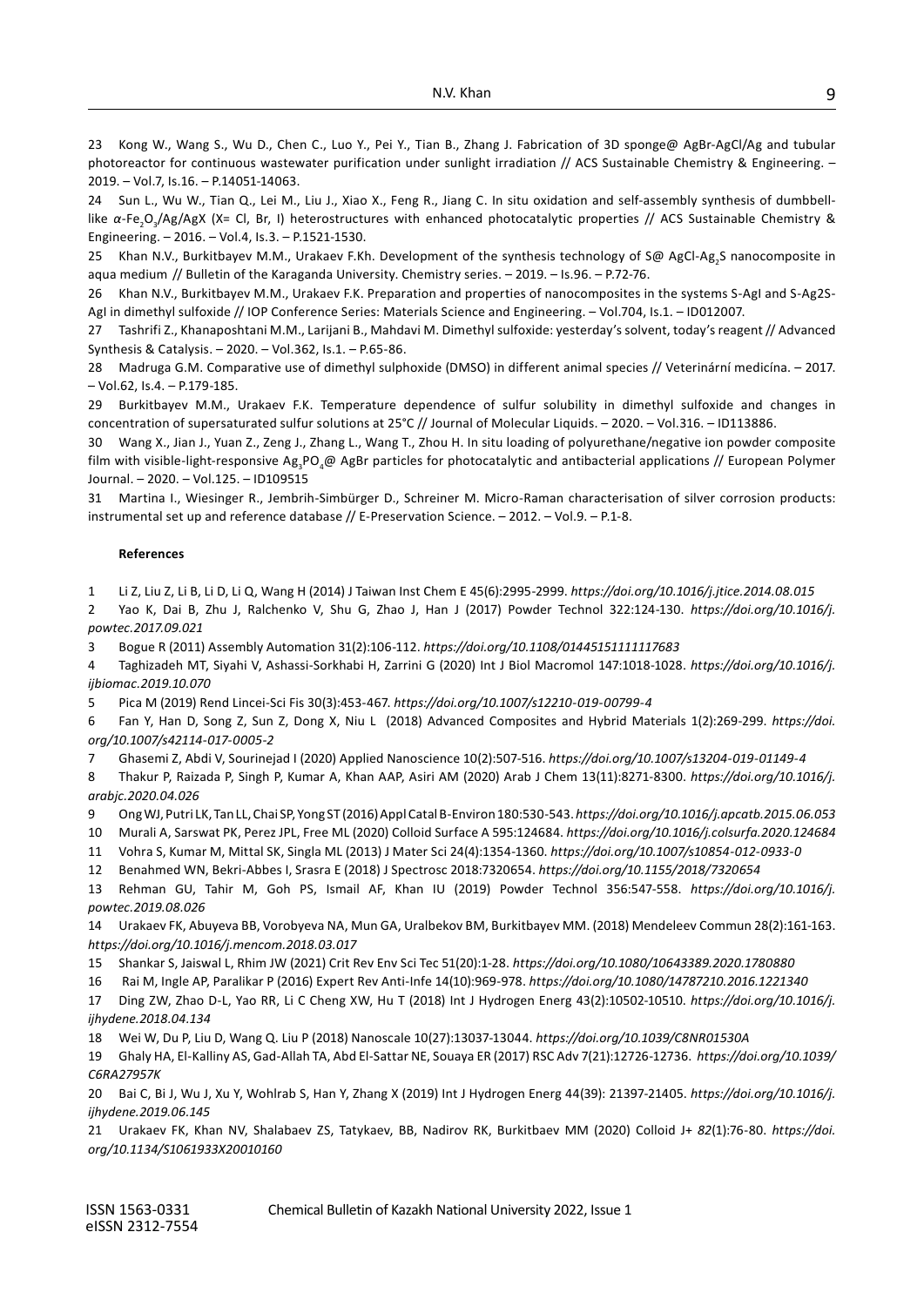23 Kong W., Wang S., Wu D., Chen C., Luo Y., Pei Y., Tian B., Zhang J. Fabrication of 3D sponge@ AgBr-AgCl/Ag and tubular photoreactor for continuous wastewater purification under sunlight irradiation // ACS Sustainable Chemistry & Engineering. – 2019. – Vol.7, Is.16. – P.14051-14063.

24 Sun L., Wu W., Tian Q., Lei M., Liu J., Xiao X., Feng R., Jiang C. In situ oxidation and self-assembly synthesis of dumbbell-like $\alpha$-$Fe_2O_3$/Ag/AgX (X= Cl, Br, I) heterostructures with enhanced photocatalytic properties // ACS Sustainable Chemistry & Engineering. – 2016. – Vol.4, Is.3. – P.1521-1530.

25 Khan N.V., Burkitbayev M.M., Urakaev F.Kh. Development of the synthesis technology of S@ AgCl-$Ag_2S$ nanocomposite in aqua medium // Bulletin of the Karaganda University. Chemistry series. – 2019. – Is.96. – P.72-76.

26 Khan N.V., Burkitbayev M.M., Urakaev F.K. Preparation and properties of nanocomposites in the systems S-AgI and S-Ag2S-AgI in dimethyl sulfoxide // IOP Conference Series: Materials Science and Engineering. – Vol.704, Is.1. – ID012007.

27 Tashrifi Z., Khanaposhtani M.M., Larijani B., Mahdavi M. Dimethyl sulfoxide: yesterday's solvent, today's reagent // Advanced Synthesis & Catalysis. – 2020. – Vol.362, Is.1. – P.65-86.

28 Madruga G.M. Comparative use of dimethyl sulphoxide (DMSO) in different animal species // Veterinární medicína. – 2017. – Vol.62, Is.4. – P.179-185.

29 Burkitbayev M.M., Urakaev F.K. Temperature dependence of sulfur solubility in dimethyl sulfoxide and changes in concentration of supersaturated sulfur solutions at 25°C // Journal of Molecular Liquids. – 2020. – Vol.316. – ID113886.

30 Wang X., Jian J., Yuan Z., Zeng J., Zhang L., Wang T., Zhou H. In situ loading of polyurethane/negative ion powder composite film with visible-light-responsive $Ag_3PO_4$@ AgBr particles for photocatalytic and antibacterial applications // European Polymer Journal. – 2020. – Vol.125. – ID109515

31 Martina I., Wiesinger R., Jembrih-Simbürger D., Schreiner M. Micro-Raman characterisation of silver corrosion products: instrumental set up and reference database // E-Preservation Science. – 2012. – Vol.9. – P.1-8.

#### References

1 Li Z, Liu Z, Li B, Li D, Li Q, Wang H (2014) J Taiwan Inst Chem E 45(6):2995-2999. *https://doi.org/10.1016/j.jtice.2014.08.015*

2 Yao K, Dai B, Zhu J, Ralchenko V, Shu G, Zhao J, Han J (2017) Powder Technol 322:124-130. *https://doi.org/10.1016/j.powtec.2017.09.021*

3 Bogue R (2011) Assembly Automation 31(2):106-112. *https://doi.org/10.1108/01445151111117683*

4 Taghizadeh MT, Siyahi V, Ashassi-Sorkhabi H, Zarrini G (2020) Int J Biol Macromol 147:1018-1028. *https://doi.org/10.1016/j.ijbiomac.2019.10.070*

5 Pica M (2019) Rend Lincei-Sci Fis 30(3):453-467. *https://doi.org/10.1007/s12210-019-00799-4*

6 Fan Y, Han D, Song Z, Sun Z, Dong X, Niu L (2018) Advanced Composites and Hybrid Materials 1(2):269-299. *https://doi.org/10.1007/s42114-017-0005-2*

7 Ghasemi Z, Abdi V, Sourinejad I (2020) Applied Nanoscience 10(2):507-516. *https://doi.org/10.1007/s13204-019-01149-4*

8 Thakur P, Raizada P, Singh P, Kumar A, Khan AAP, Asiri AM (2020) Arab J Chem 13(11):8271-8300. *https://doi.org/10.1016/j.arabjc.2020.04.026*

9 Ong WJ, Putri LK, Tan LL, Chai SP, Yong ST (2016) Appl Catal B-Environ 180:530-543. *https://doi.org/10.1016/j.apcatb.2015.06.053*

10 Murali A, Sarswat PK, Perez JPL, Free ML (2020) Colloid Surface A 595:124684. *https://doi.org/10.1016/j.colsurfa.2020.124684*

11 Vohra S, Kumar M, Mittal SK, Singla ML (2013) J Mater Sci 24(4):1354-1360. *https://doi.org/10.1007/s10854-012-0933-0*

12 Benahmed WN, Bekri-Abbes I, Srasra E (2018) J Spectrosc 2018:7320654. *https://doi.org/10.1155/2018/7320654*

13 Rehman GU, Tahir M, Goh PS, Ismail AF, Khan IU (2019) Powder Technol 356:547-558. *https://doi.org/10.1016/j.powtec.2019.08.026*

14 Urakaev FK, Abuyeva BB, Vorobyeva NA, Mun GA, Uralbekov BM, Burkitbayev MM. (2018) Mendeleev Commun 28(2):161-163. *https://doi.org/10.1016/j.mencom.2018.03.017*

15 Shankar S, Jaiswal L, Rhim JW (2021) Crit Rev Env Sci Tec 51(20):1-28. *https://doi.org/10.1080/10643389.2020.1780880*

16 Rai M, Ingle AP, Paralikar P (2016) Expert Rev Anti-Infe 14(10):969-978. *https://doi.org/10.1080/14787210.2016.1221340*

17 Ding ZW, Zhao D-L, Yao RR, Li C Cheng XW, Hu T (2018) Int J Hydrogen Energ 43(2):10502-10510. *https://doi.org/10.1016/j.ijhydene.2018.04.134*

18 Wei W, Du P, Liu D, Wang Q. Liu P (2018) Nanoscale 10(27):13037-13044. *https://doi.org/10.1039/C8NR01530A*

19 Ghaly HA, El-Kalliny AS, Gad-Allah TA, Abd El-Sattar NE, Souaya ER (2017) RSC Adv 7(21):12726-12736. *https://doi.org/10.1039/C6RA27957K*

20 Bai C, Bi J, Wu J, Xu Y, Wohlrab S, Han Y, Zhang X (2019) Int J Hydrogen Energ 44(39): 21397-21405. *https://doi.org/10.1016/j.ijhydene.2019.06.145*

21 Urakaev FK, Khan NV, Shalabaev ZS, Tatykaev, BB, Nadirov RK, Burkitbaev MM (2020) Colloid J+ *82*(1):76-80. *https://doi.org/10.1134/S1061933X20010160*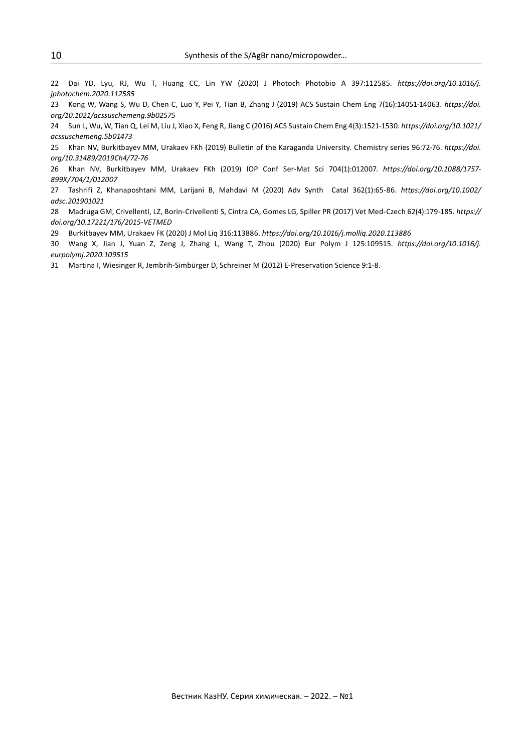22 Dai YD, Lyu, RJ, Wu T, Huang CC, Lin YW (2020) J Photoch Photobio A 397:112585. *https://doi.org/10.1016/j.jphotochem.2020.112585*

23 Kong W, Wang S, Wu D, Chen C, Luo Y, Pei Y, Tian B, Zhang J (2019) ACS Sustain Chem Eng 7(16):14051-14063. *https://doi.org/10.1021/acssuschemeng.9b02575*

24 Sun L, Wu, W, Tian Q, Lei M, Liu J, Xiao X, Feng R, Jiang C (2016) ACS Sustain Chem Eng 4(3):1521-1530. *https://doi.org/10.1021/acssuschemeng.5b01473*

25 Khan NV, Burkitbayev MM, Urakaev FKh (2019) Bulletin of the Karaganda University. Chemistry series 96:72-76. *https://doi.org/10.31489/2019Ch4/72-76*

26 Khan NV, Burkitbayev MM, Urakaev FKh (2019) IOP Conf Ser-Mat Sci 704(1):012007. *https://doi.org/10.1088/1757-899X/704/1/012007*

27 Tashrifi Z, Khanaposhtani MM, Larijani B, Mahdavi M (2020) Adv Synth Catal 362(1):65-86. *https://doi.org/10.1002/adsc.201901021*

28 Madruga GM, Crivellenti, LZ, Borin-Crivellenti S, Cintra CA, Gomes LG, Spiller PR (2017) Vet Med-Czech 62(4):179-185. *https://doi.org/10.17221/176/2015-VETMED*

29 Burkitbayev MM, Urakaev FK (2020) J Mol Liq 316:113886. *https://doi.org/10.1016/j.molliq.2020.113886*

30 Wang X, Jian J, Yuan Z, Zeng J, Zhang L, Wang T, Zhou (2020) Eur Polym J 125:109515. *https://doi.org/10.1016/j.eurpolymj.2020.109515*

31 Martina I, Wiesinger R, Jembrih-Simbürger D, Schreiner M (2012) E-Preservation Science 9:1-8.